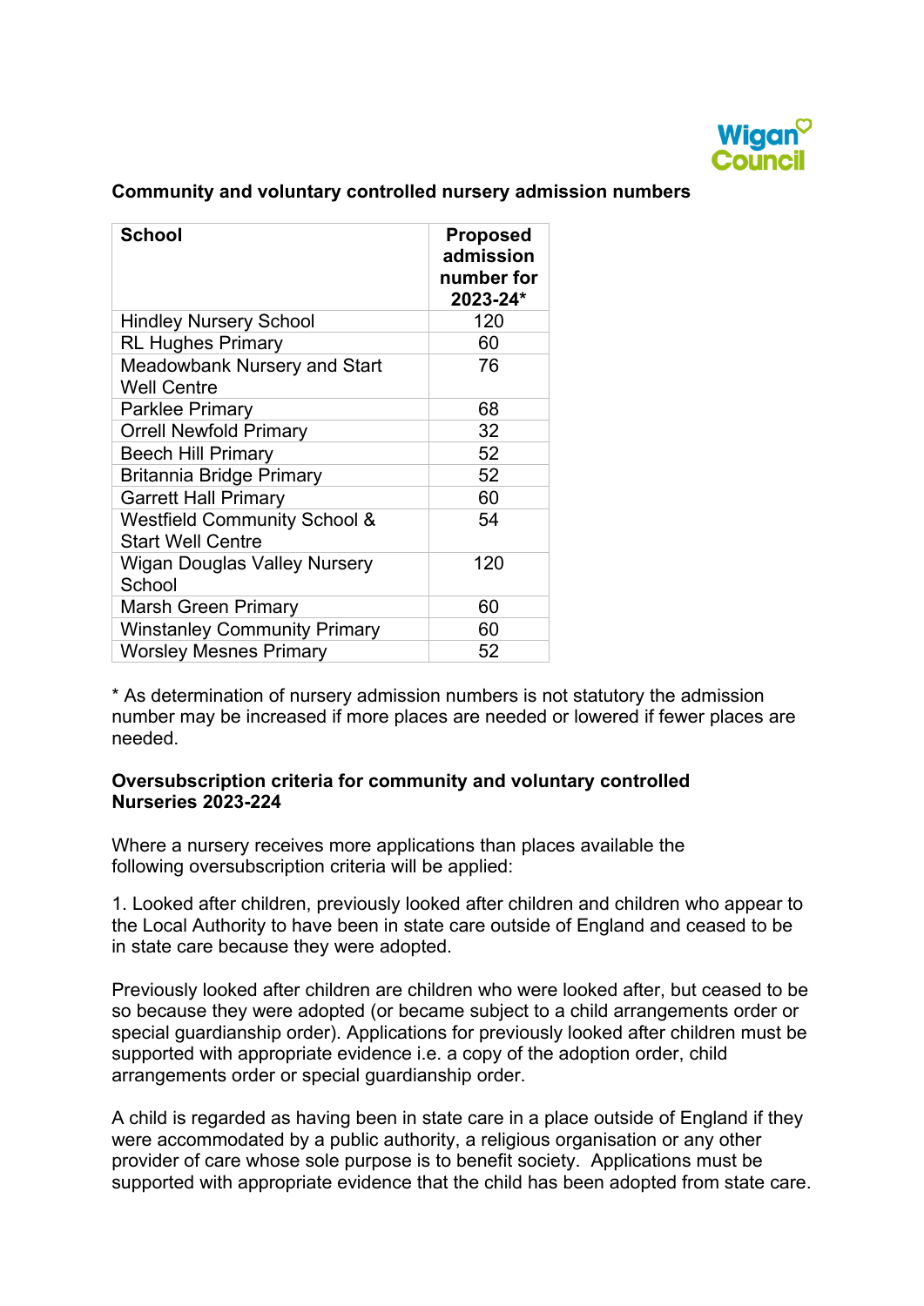**Community and voluntary controlled nursery admission numbers**

| School | Proposed admission number for 2023-24* |
|---|---|
| Hindley Nursery School | 120 |
| RL Hughes Primary | 60 |
| Meadowbank Nursery and Start Well Centre | 76 |
| Parklee Primary | 68 |
| Orrell Newfold Primary | 32 |
| Beech Hill Primary | 52 |
| Britannia Bridge Primary | 52 |
| Garrett Hall Primary | 60 |
| Westfield Community School & Start Well Centre | 54 |
| Wigan Douglas Valley Nursery School | 120 |
| Marsh Green Primary | 60 |
| Winstanley Community Primary | 60 |
| Worsley Mesnes Primary | 52 |

* As determination of nursery admission numbers is not statutory the admission number may be increased if more places are needed or lowered if fewer places are needed.

**Oversubscription criteria for community and voluntary controlled Nurseries 2023-224**

Where a nursery receives more applications than places available the following oversubscription criteria will be applied:

1. Looked after children, previously looked after children and children who appear to the Local Authority to have been in state care outside of England and ceased to be in state care because they were adopted.

Previously looked after children are children who were looked after, but ceased to be so because they were adopted (or became subject to a child arrangements order or special guardianship order). Applications for previously looked after children must be supported with appropriate evidence i.e. a copy of the adoption order, child arrangements order or special guardianship order.

A child is regarded as having been in state care in a place outside of England if they were accommodated by a public authority, a religious organisation or any other provider of care whose sole purpose is to benefit society. Applications must be supported with appropriate evidence that the child has been adopted from state care.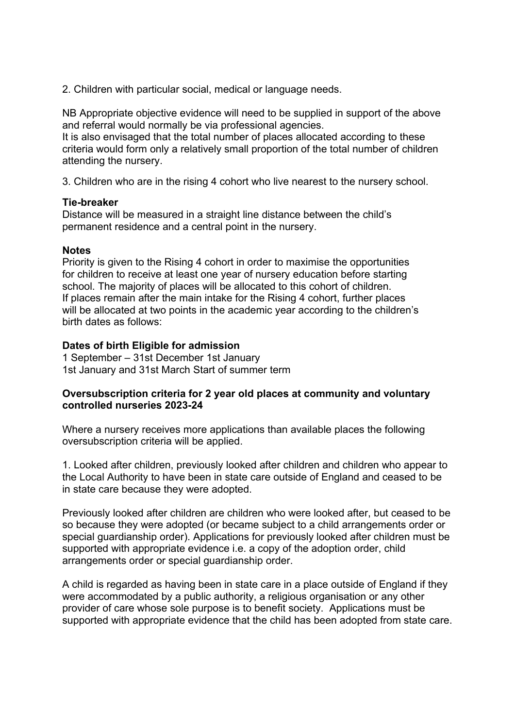2. Children with particular social, medical or language needs.

NB Appropriate objective evidence will need to be supplied in support of the above and referral would normally be via professional agencies.
It is also envisaged that the total number of places allocated according to these criteria would form only a relatively small proportion of the total number of children attending the nursery.

3. Children who are in the rising 4 cohort who live nearest to the nursery school.

**Tie-breaker**
Distance will be measured in a straight line distance between the child's permanent residence and a central point in the nursery.

**Notes**
Priority is given to the Rising 4 cohort in order to maximise the opportunities for children to receive at least one year of nursery education before starting school. The majority of places will be allocated to this cohort of children.
If places remain after the main intake for the Rising 4 cohort, further places will be allocated at two points in the academic year according to the children's birth dates as follows:

| Dates of birth | Eligible for admission |
| --- | --- |
| 1 September – 31st December | 1st January |
| 1st January and 31st March | Start of summer term |

**Oversubscription criteria for 2 year old places at community and voluntary controlled nurseries 2023-24**

Where a nursery receives more applications than available places the following oversubscription criteria will be applied.

1. Looked after children, previously looked after children and children who appear to the Local Authority to have been in state care outside of England and ceased to be in state care because they were adopted.

Previously looked after children are children who were looked after, but ceased to be so because they were adopted (or became subject to a child arrangements order or special guardianship order). Applications for previously looked after children must be supported with appropriate evidence i.e. a copy of the adoption order, child arrangements order or special guardianship order.

A child is regarded as having been in state care in a place outside of England if they were accommodated by a public authority, a religious organisation or any other provider of care whose sole purpose is to benefit society. Applications must be supported with appropriate evidence that the child has been adopted from state care.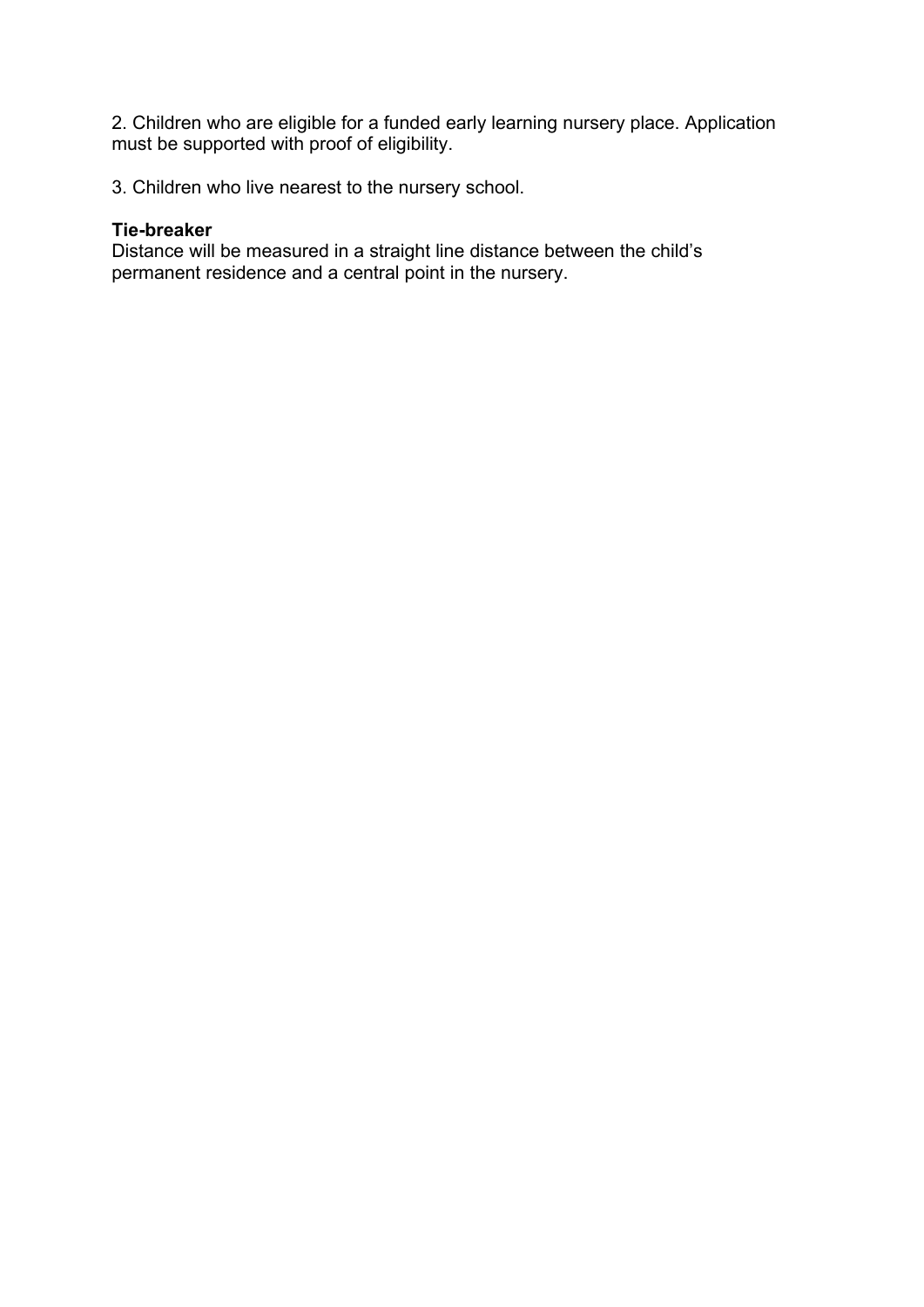2. Children who are eligible for a funded early learning nursery place. Application must be supported with proof of eligibility.

3. Children who live nearest to the nursery school.

**Tie-breaker**
Distance will be measured in a straight line distance between the child's permanent residence and a central point in the nursery.